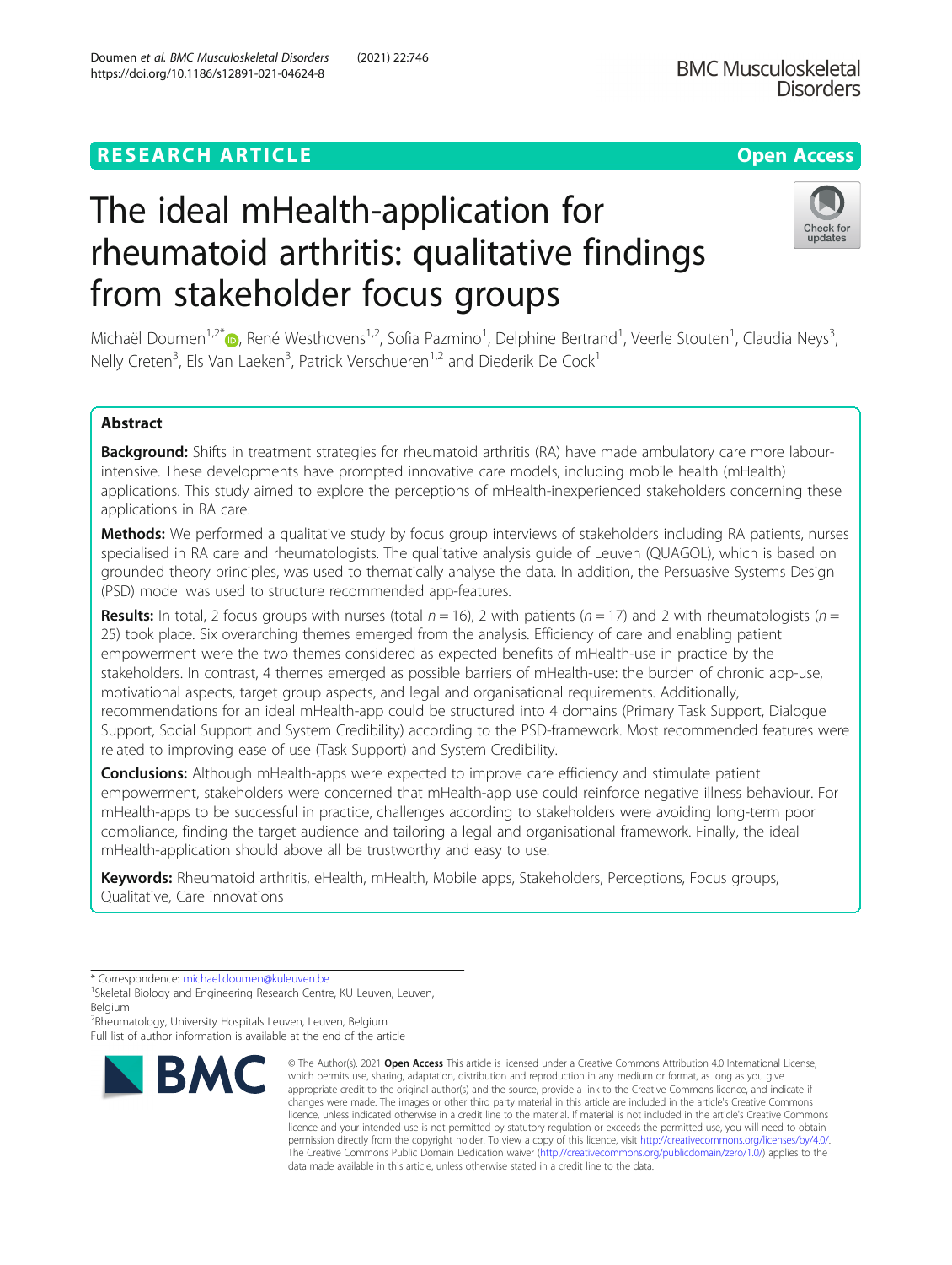RESEARCH ARTICLE

Open Access

# The ideal mHealth-application for rheumatoid arthritis: qualitative findings from stakeholder focus groups

Michaël Doumen[1,2*], René Westhovens[1,2], Sofia Pazmino[1], Delphine Bertrand[1], Veerle Stouten[1], Claudia Neys[3], Nelly Creten[3], Els Van Laeken[3], Patrick Verschueren[1,2] and Diederik De Cock[1]

## Abstract

**Background:** Shifts in treatment strategies for rheumatoid arthritis (RA) have made ambulatory care more labour-intensive. These developments have prompted innovative care models, including mobile health (mHealth) applications. This study aimed to explore the perceptions of mHealth-inexperienced stakeholders concerning these applications in RA care.

**Methods:** We performed a qualitative study by focus group interviews of stakeholders including RA patients, nurses specialised in RA care and rheumatologists. The qualitative analysis guide of Leuven (QUAGOL), which is based on grounded theory principles, was used to thematically analyse the data. In addition, the Persuasive Systems Design (PSD) model was used to structure recommended app-features.

**Results:** In total, 2 focus groups with nurses (total $n = 16$), 2 with patients ($n = 17$) and 2 with rheumatologists ($n = 25$) took place. Six overarching themes emerged from the analysis. Efficiency of care and enabling patient empowerment were the two themes considered as expected benefits of mHealth-use in practice by the stakeholders. In contrast, 4 themes emerged as possible barriers of mHealth-use: the burden of chronic app-use, motivational aspects, target group aspects, and legal and organisational requirements. Additionally, recommendations for an ideal mHealth-app could be structured into 4 domains (Primary Task Support, Dialogue Support, Social Support and System Credibility) according to the PSD-framework. Most recommended features were related to improving ease of use (Task Support) and System Credibility.

**Conclusions:** Although mHealth-apps were expected to improve care efficiency and stimulate patient empowerment, stakeholders were concerned that mHealth-app use could reinforce negative illness behaviour. For mHealth-apps to be successful in practice, challenges according to stakeholders were avoiding long-term poor compliance, finding the target audience and tailoring a legal and organisational framework. Finally, the ideal mHealth-application should above all be trustworthy and easy to use.

**Keywords:** Rheumatoid arthritis, eHealth, mHealth, Mobile apps, Stakeholders, Perceptions, Focus groups, Qualitative, Care innovations

\* Correspondence: michael.doumen@kuleuven.be

[1]Skeletal Biology and Engineering Research Centre, KU Leuven, Leuven, Belgium

[2]Rheumatology, University Hospitals Leuven, Leuven, Belgium

Full list of author information is available at the end of the article

© The Author(s). 2021 **Open Access** This article is licensed under a Creative Commons Attribution 4.0 International License, which permits use, sharing, adaptation, distribution and reproduction in any medium or format, as long as you give appropriate credit to the original author(s) and the source, provide a link to the Creative Commons licence, and indicate if changes were made. The images or other third party material in this article are included in the article's Creative Commons licence, unless indicated otherwise in a credit line to the material. If material is not included in the article's Creative Commons licence and your intended use is not permitted by statutory regulation or exceeds the permitted use, you will need to obtain permission directly from the copyright holder. To view a copy of this licence, visit http://creativecommons.org/licenses/by/4.0/. The Creative Commons Public Domain Dedication waiver (http://creativecommons.org/publicdomain/zero/1.0/) applies to the data made available in this article, unless otherwise stated in a credit line to the data.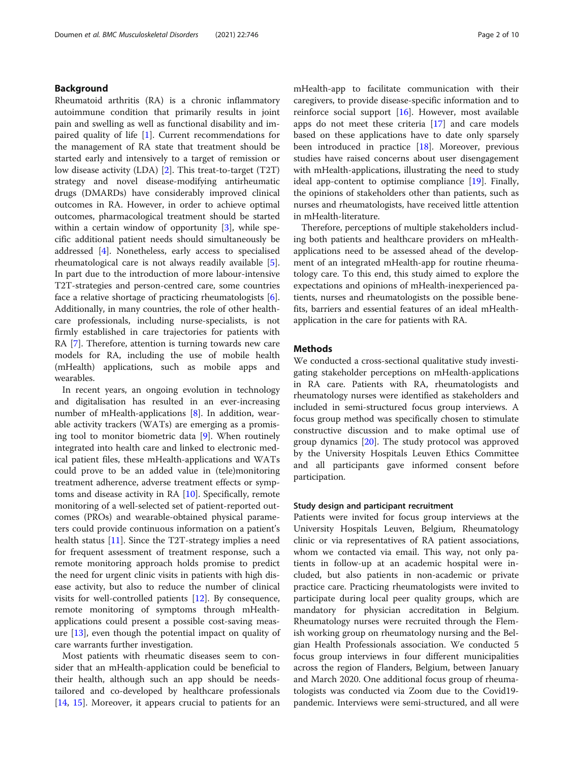## Background

Rheumatoid arthritis (RA) is a chronic inflammatory autoimmune condition that primarily results in joint pain and swelling as well as functional disability and impaired quality of life [1]. Current recommendations for the management of RA state that treatment should be started early and intensively to a target of remission or low disease activity (LDA) [2]. This treat-to-target (T2T) strategy and novel disease-modifying antirheumatic drugs (DMARDs) have considerably improved clinical outcomes in RA. However, in order to achieve optimal outcomes, pharmacological treatment should be started within a certain window of opportunity [3], while specific additional patient needs should simultaneously be addressed [4]. Nonetheless, early access to specialised rheumatological care is not always readily available [5]. In part due to the introduction of more labour-intensive T2T-strategies and person-centred care, some countries face a relative shortage of practicing rheumatologists [6]. Additionally, in many countries, the role of other healthcare professionals, including nurse-specialists, is not firmly established in care trajectories for patients with RA [7]. Therefore, attention is turning towards new care models for RA, including the use of mobile health (mHealth) applications, such as mobile apps and wearables.

In recent years, an ongoing evolution in technology and digitalisation has resulted in an ever-increasing number of mHealth-applications [8]. In addition, wearable activity trackers (WATs) are emerging as a promising tool to monitor biometric data [9]. When routinely integrated into health care and linked to electronic medical patient files, these mHealth-applications and WATs could prove to be an added value in (tele)monitoring treatment adherence, adverse treatment effects or symptoms and disease activity in RA [10]. Specifically, remote monitoring of a well-selected set of patient-reported outcomes (PROs) and wearable-obtained physical parameters could provide continuous information on a patient's health status [11]. Since the T2T-strategy implies a need for frequent assessment of treatment response, such a remote monitoring approach holds promise to predict the need for urgent clinic visits in patients with high disease activity, but also to reduce the number of clinical visits for well-controlled patients [12]. By consequence, remote monitoring of symptoms through mHealth-applications could present a possible cost-saving measure [13], even though the potential impact on quality of care warrants further investigation.

Most patients with rheumatic diseases seem to consider that an mHealth-application could be beneficial to their health, although such an app should be needs-tailored and co-developed by healthcare professionals [14, 15]. Moreover, it appears crucial to patients for an mHealth-app to facilitate communication with their caregivers, to provide disease-specific information and to reinforce social support [16]. However, most available apps do not meet these criteria [17] and care models based on these applications have to date only sparsely been introduced in practice [18]. Moreover, previous studies have raised concerns about user disengagement with mHealth-applications, illustrating the need to study ideal app-content to optimise compliance [19]. Finally, the opinions of stakeholders other than patients, such as nurses and rheumatologists, have received little attention in mHealth-literature.

Therefore, perceptions of multiple stakeholders including both patients and healthcare providers on mHealth-applications need to be assessed ahead of the development of an integrated mHealth-app for routine rheumatology care. To this end, this study aimed to explore the expectations and opinions of mHealth-inexperienced patients, nurses and rheumatologists on the possible benefits, barriers and essential features of an ideal mHealth-application in the care for patients with RA.

## Methods

We conducted a cross-sectional qualitative study investigating stakeholder perceptions on mHealth-applications in RA care. Patients with RA, rheumatologists and rheumatology nurses were identified as stakeholders and included in semi-structured focus group interviews. A focus group method was specifically chosen to stimulate constructive discussion and to make optimal use of group dynamics [20]. The study protocol was approved by the University Hospitals Leuven Ethics Committee and all participants gave informed consent before participation.

### Study design and participant recruitment

Patients were invited for focus group interviews at the University Hospitals Leuven, Belgium, Rheumatology clinic or via representatives of RA patient associations, whom we contacted via email. This way, not only patients in follow-up at an academic hospital were included, but also patients in non-academic or private practice care. Practicing rheumatologists were invited to participate during local peer quality groups, which are mandatory for physician accreditation in Belgium. Rheumatology nurses were recruited through the Flemish working group on rheumatology nursing and the Belgian Health Professionals association. We conducted 5 focus group interviews in four different municipalities across the region of Flanders, Belgium, between January and March 2020. One additional focus group of rheumatologists was conducted via Zoom due to the Covid19-pandemic. Interviews were semi-structured, and all were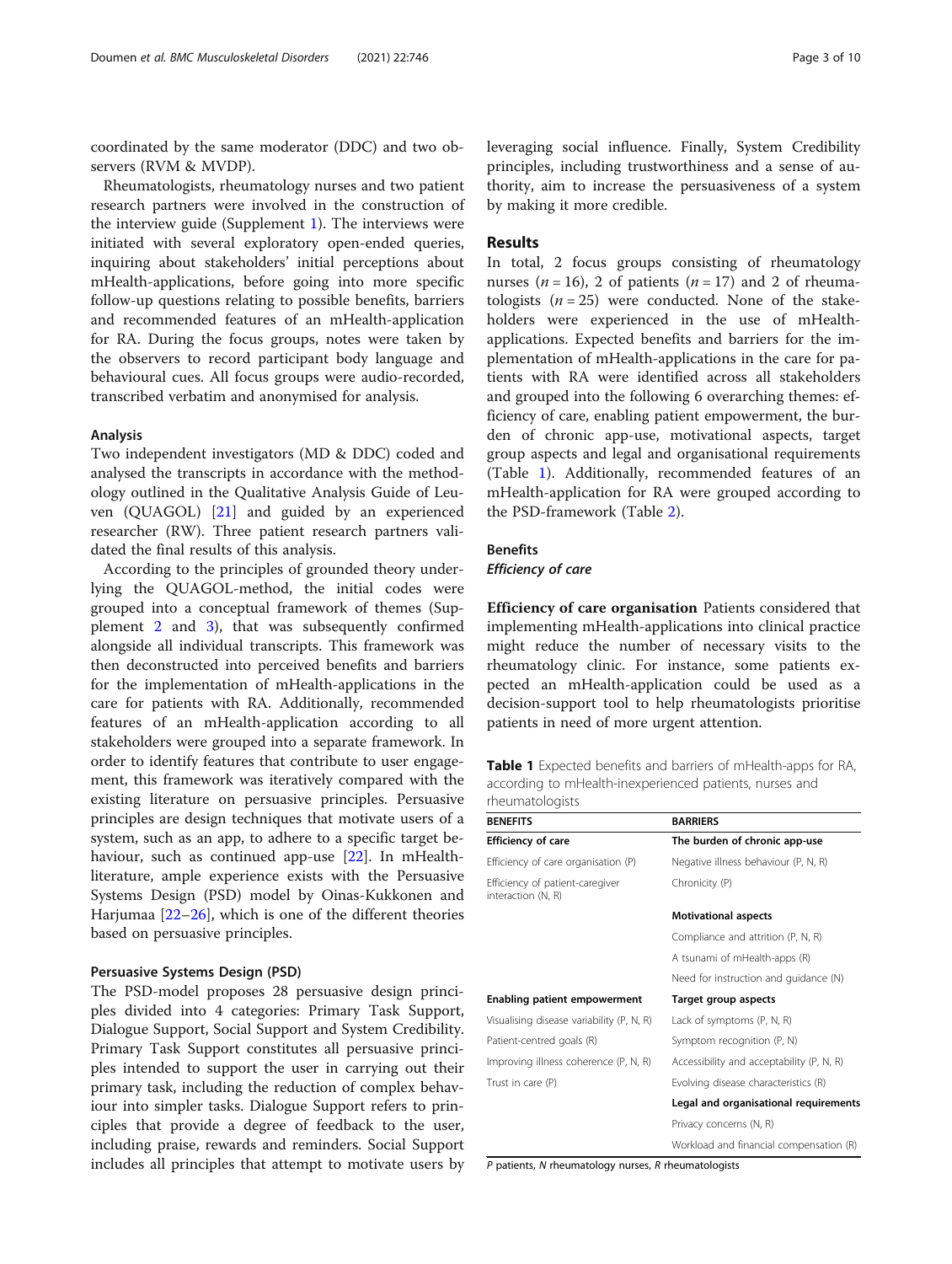coordinated by the same moderator (DDC) and two observers (RVM & MVDP).

Rheumatologists, rheumatology nurses and two patient research partners were involved in the construction of the interview guide (Supplement 1). The interviews were initiated with several exploratory open-ended queries, inquiring about stakeholders' initial perceptions about mHealth-applications, before going into more specific follow-up questions relating to possible benefits, barriers and recommended features of an mHealth-application for RA. During the focus groups, notes were taken by the observers to record participant body language and behavioural cues. All focus groups were audio-recorded, transcribed verbatim and anonymised for analysis.

### Analysis

Two independent investigators (MD & DDC) coded and analysed the transcripts in accordance with the methodology outlined in the Qualitative Analysis Guide of Leuven (QUAGOL) [21] and guided by an experienced researcher (RW). Three patient research partners validated the final results of this analysis.

According to the principles of grounded theory underlying the QUAGOL-method, the initial codes were grouped into a conceptual framework of themes (Supplement 2 and 3), that was subsequently confirmed alongside all individual transcripts. This framework was then deconstructed into perceived benefits and barriers for the implementation of mHealth-applications in the care for patients with RA. Additionally, recommended features of an mHealth-application according to all stakeholders were grouped into a separate framework. In order to identify features that contribute to user engagement, this framework was iteratively compared with the existing literature on persuasive principles. Persuasive principles are design techniques that motivate users of a system, such as an app, to adhere to a specific target behaviour, such as continued app-use [22]. In mHealth-literature, ample experience exists with the Persuasive Systems Design (PSD) model by Oinas-Kukkonen and Harjumaa [22–26], which is one of the different theories based on persuasive principles.

### Persuasive Systems Design (PSD)

The PSD-model proposes 28 persuasive design principles divided into 4 categories: Primary Task Support, Dialogue Support, Social Support and System Credibility. Primary Task Support constitutes all persuasive principles intended to support the user in carrying out their primary task, including the reduction of complex behaviour into simpler tasks. Dialogue Support refers to principles that provide a degree of feedback to the user, including praise, rewards and reminders. Social Support includes all principles that attempt to motivate users by leveraging social influence. Finally, System Credibility principles, including trustworthiness and a sense of authority, aim to increase the persuasiveness of a system by making it more credible.

## Results

In total, 2 focus groups consisting of rheumatology nurses ($n = 16$), 2 of patients ($n = 17$) and 2 of rheumatologists ($n = 25$) were conducted. None of the stakeholders were experienced in the use of mHealth-applications. Expected benefits and barriers for the implementation of mHealth-applications in the care for patients with RA were identified across all stakeholders and grouped into the following 6 overarching themes: efficiency of care, enabling patient empowerment, the burden of chronic app-use, motivational aspects, target group aspects and legal and organisational requirements (Table 1). Additionally, recommended features of an mHealth-application for RA were grouped according to the PSD-framework (Table 2).

### Benefits

#### *Efficiency of care*

**Efficiency of care organisation** Patients considered that implementing mHealth-applications into clinical practice might reduce the number of necessary visits to the rheumatology clinic. For instance, some patients expected an mHealth-application could be used as a decision-support tool to help rheumatologists prioritise patients in need of more urgent attention.

**Table 1** Expected benefits and barriers of mHealth-apps for RA, according to mHealth-inexperienced patients, nurses and rheumatologists

| BENEFITS | BARRIERS |
|---|---|
| **Efficiency of care** | **The burden of chronic app-use** |
| Efficiency of care organisation (P) | Negative illness behaviour (P, N, R) |
| Efficiency of patient-caregiver interaction (N, R) | Chronicity (P) |
| | **Motivational aspects** |
| | Compliance and attrition (P, N, R) |
| | A tsunami of mHealth-apps (R) |
| | Need for instruction and guidance (N) |
| **Enabling patient empowerment** | **Target group aspects** |
| Visualising disease variability (P, N, R) | Lack of symptoms (P, N, R) |
| Patient-centred goals (R) | Symptom recognition (P, N) |
| Improving illness coherence (P, N, R) | Accessibility and acceptability (P, N, R) |
| Trust in care (P) | Evolving disease characteristics (R) |
| | **Legal and organisational requirements** |
| | Privacy concerns (N, R) |
| | Workload and financial compensation (R) |

*P* patients, *N* rheumatology nurses, *R* rheumatologists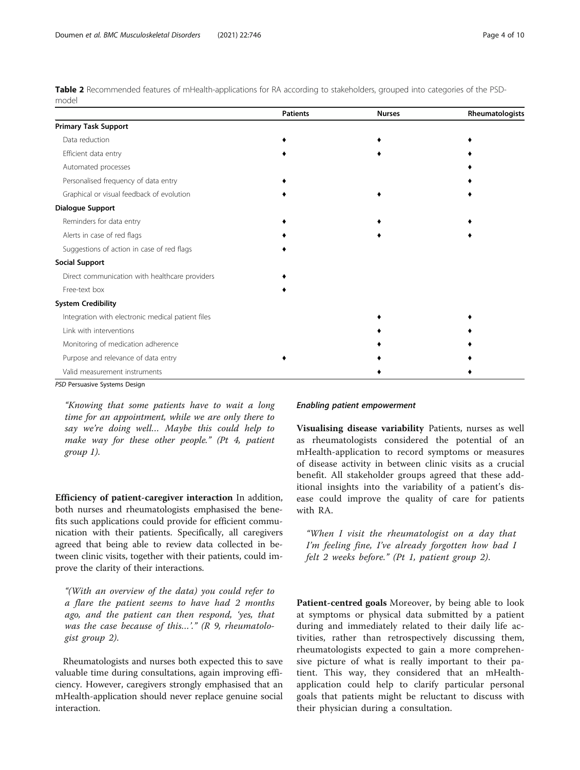**Table 2** Recommended features of mHealth-applications for RA according to stakeholders, grouped into categories of the PSD-model

| | Patients | Nurses | Rheumatologists |
|---|---|---|---|
| **Primary Task Support** | | | |
| Data reduction | ♦ | ♦ | ♦ |
| Efficient data entry | ♦ | ♦ | ♦ |
| Automated processes | | | ♦ |
| Personalised frequency of data entry | ♦ | | ♦ |
| Graphical or visual feedback of evolution | ♦ | ♦ | ♦ |
| **Dialogue Support** | | | |
| Reminders for data entry | ♦ | ♦ | ♦ |
| Alerts in case of red flags | ♦ | ♦ | ♦ |
| Suggestions of action in case of red flags | ♦ | | |
| **Social Support** | | | |
| Direct communication with healthcare providers | ♦ | | |
| Free-text box | ♦ | | |
| **System Credibility** | | | |
| Integration with electronic medical patient files | | ♦ | ♦ |
| Link with interventions | | ♦ | ♦ |
| Monitoring of medication adherence | | ♦ | ♦ |
| Purpose and relevance of data entry | ♦ | ♦ | ♦ |
| Valid measurement instruments | | ♦ | ♦ |

*PSD* Persuasive Systems Design

*"Knowing that some patients have to wait a long time for an appointment, while we are only there to say we're doing well… Maybe this could help to make way for these other people." (Pt 4, patient group 1).*

**Efficiency of patient-caregiver interaction** In addition, both nurses and rheumatologists emphasised the benefits such applications could provide for efficient communication with their patients. Specifically, all caregivers agreed that being able to review data collected in between clinic visits, together with their patients, could improve the clarity of their interactions.

*"(With an overview of the data) you could refer to a flare the patient seems to have had 2 months ago, and the patient can then respond, 'yes, that was the case because of this…'." (R 9, rheumatologist group 2).*

Rheumatologists and nurses both expected this to save valuable time during consultations, again improving efficiency. However, caregivers strongly emphasised that an mHealth-application should never replace genuine social interaction.

#### *Enabling patient empowerment*

**Visualising disease variability** Patients, nurses as well as rheumatologists considered the potential of an mHealth-application to record symptoms or measures of disease activity in between clinic visits as a crucial benefit. All stakeholder groups agreed that these additional insights into the variability of a patient's disease could improve the quality of care for patients with RA.

*"When I visit the rheumatologist on a day that I'm feeling fine, I've already forgotten how bad I felt 2 weeks before." (Pt 1, patient group 2).*

**Patient-centred goals** Moreover, by being able to look at symptoms or physical data submitted by a patient during and immediately related to their daily life activities, rather than retrospectively discussing them, rheumatologists expected to gain a more comprehensive picture of what is really important to their patient. This way, they considered that an mHealth-application could help to clarify particular personal goals that patients might be reluctant to discuss with their physician during a consultation.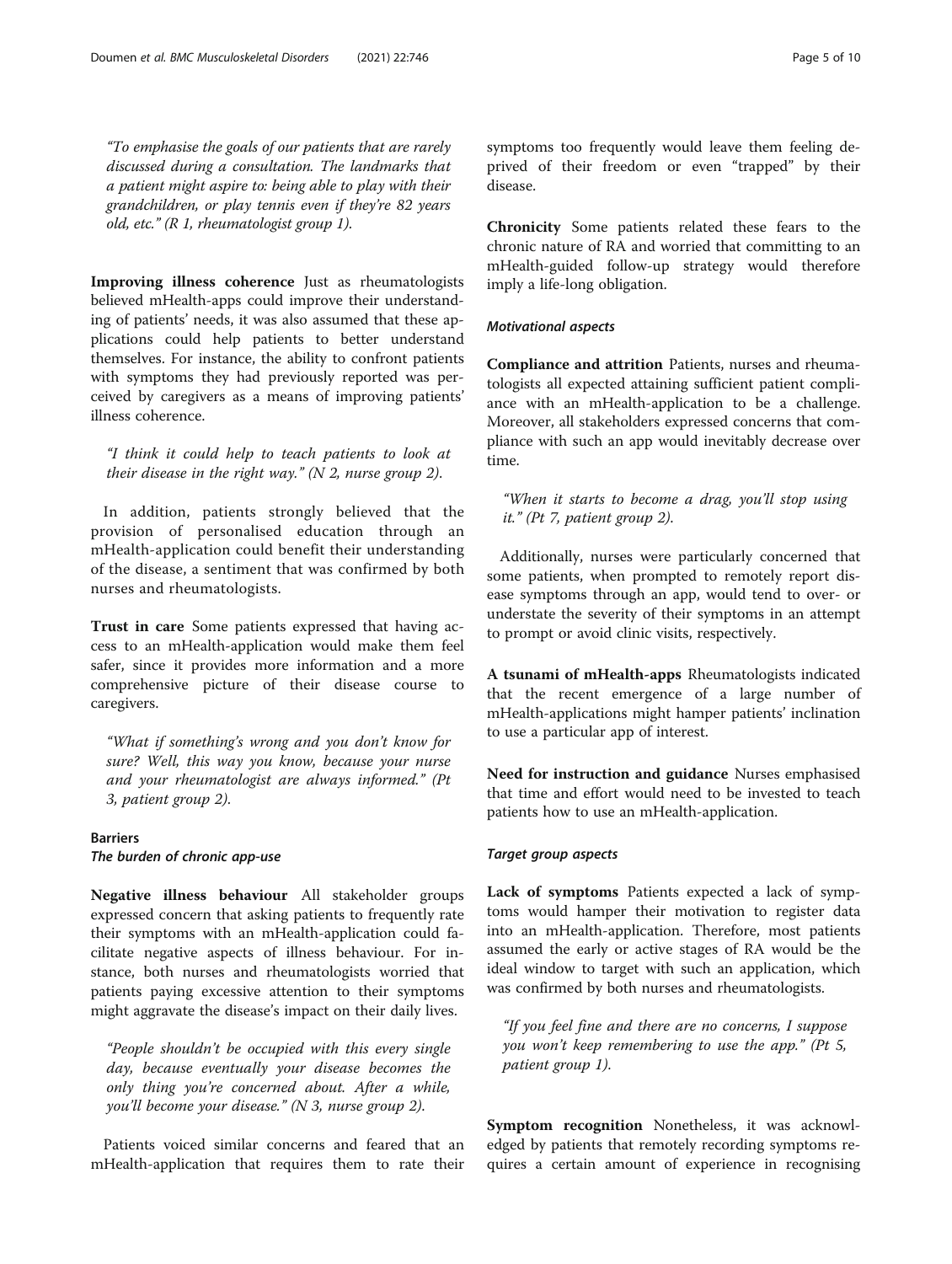*"To emphasise the goals of our patients that are rarely discussed during a consultation. The landmarks that a patient might aspire to: being able to play with their grandchildren, or play tennis even if they're 82 years old, etc." (R 1, rheumatologist group 1).*

**Improving illness coherence** Just as rheumatologists believed mHealth-apps could improve their understanding of patients' needs, it was also assumed that these applications could help patients to better understand themselves. For instance, the ability to confront patients with symptoms they had previously reported was perceived by caregivers as a means of improving patients' illness coherence.

*"I think it could help to teach patients to look at their disease in the right way." (N 2, nurse group 2).*

In addition, patients strongly believed that the provision of personalised education through an mHealth-application could benefit their understanding of the disease, a sentiment that was confirmed by both nurses and rheumatologists.

**Trust in care** Some patients expressed that having access to an mHealth-application would make them feel safer, since it provides more information and a more comprehensive picture of their disease course to caregivers.

*"What if something's wrong and you don't know for sure? Well, this way you know, because your nurse and your rheumatologist are always informed." (Pt 3, patient group 2).*

### Barriers

#### *The burden of chronic app-use*

**Negative illness behaviour** All stakeholder groups expressed concern that asking patients to frequently rate their symptoms with an mHealth-application could facilitate negative aspects of illness behaviour. For instance, both nurses and rheumatologists worried that patients paying excessive attention to their symptoms might aggravate the disease's impact on their daily lives.

*"People shouldn't be occupied with this every single day, because eventually your disease becomes the only thing you're concerned about. After a while, you'll become your disease." (N 3, nurse group 2).*

Patients voiced similar concerns and feared that an mHealth-application that requires them to rate their symptoms too frequently would leave them feeling deprived of their freedom or even "trapped" by their disease.

**Chronicity** Some patients related these fears to the chronic nature of RA and worried that committing to an mHealth-guided follow-up strategy would therefore imply a life-long obligation.

#### *Motivational aspects*

**Compliance and attrition** Patients, nurses and rheumatologists all expected attaining sufficient patient compliance with an mHealth-application to be a challenge. Moreover, all stakeholders expressed concerns that compliance with such an app would inevitably decrease over time.

*"When it starts to become a drag, you'll stop using it." (Pt 7, patient group 2).*

Additionally, nurses were particularly concerned that some patients, when prompted to remotely report disease symptoms through an app, would tend to over- or understate the severity of their symptoms in an attempt to prompt or avoid clinic visits, respectively.

**A tsunami of mHealth-apps** Rheumatologists indicated that the recent emergence of a large number of mHealth-applications might hamper patients' inclination to use a particular app of interest.

**Need for instruction and guidance** Nurses emphasised that time and effort would need to be invested to teach patients how to use an mHealth-application.

#### *Target group aspects*

**Lack of symptoms** Patients expected a lack of symptoms would hamper their motivation to register data into an mHealth-application. Therefore, most patients assumed the early or active stages of RA would be the ideal window to target with such an application, which was confirmed by both nurses and rheumatologists.

*"If you feel fine and there are no concerns, I suppose you won't keep remembering to use the app." (Pt 5, patient group 1).*

**Symptom recognition** Nonetheless, it was acknowledged by patients that remotely recording symptoms requires a certain amount of experience in recognising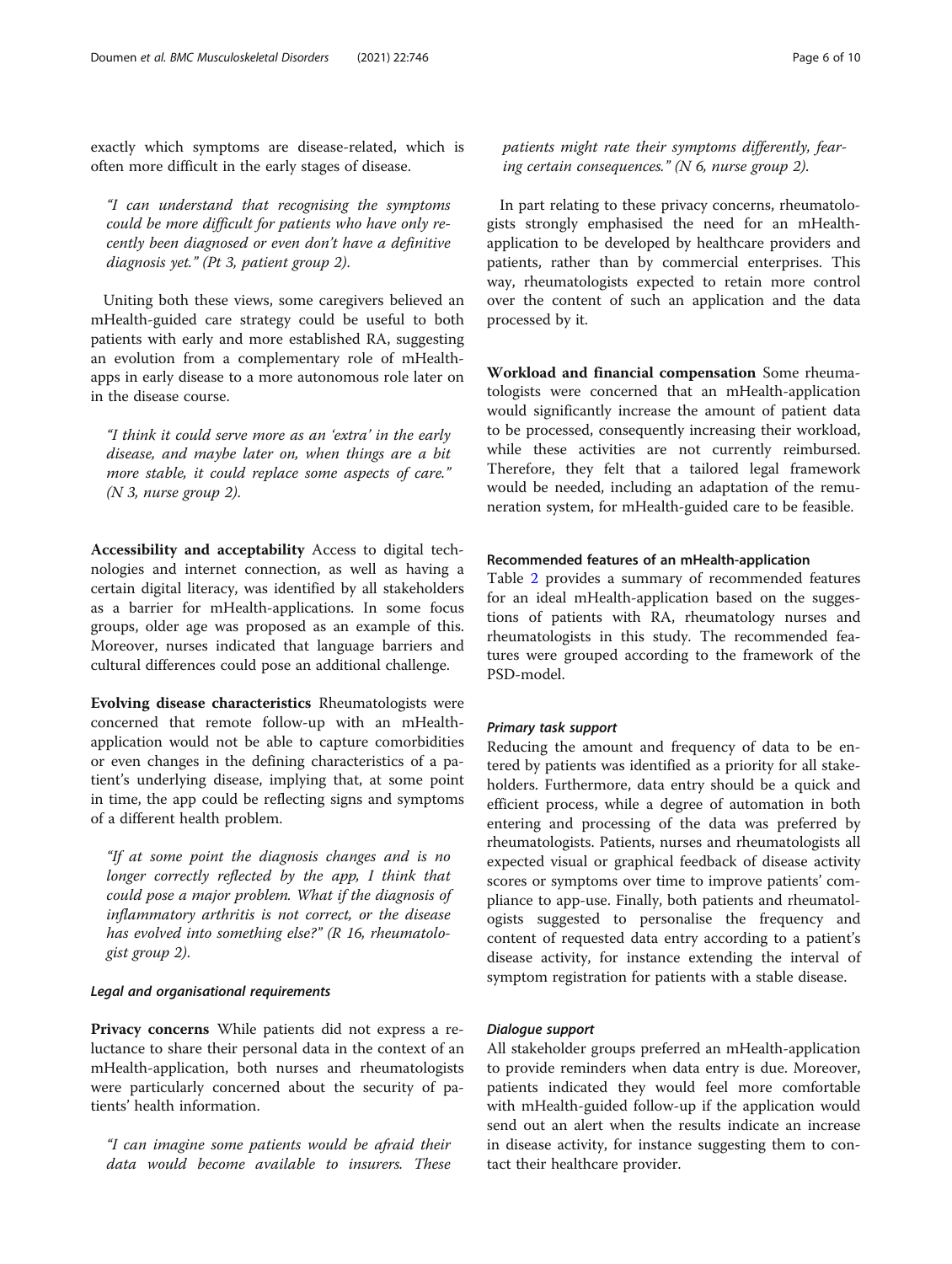exactly which symptoms are disease-related, which is often more difficult in the early stages of disease.

> *"I can understand that recognising the symptoms could be more difficult for patients who have only recently been diagnosed or even don't have a definitive diagnosis yet." (Pt 3, patient group 2).*

Uniting both these views, some caregivers believed an mHealth-guided care strategy could be useful to both patients with early and more established RA, suggesting an evolution from a complementary role of mHealth-apps in early disease to a more autonomous role later on in the disease course.

> *"I think it could serve more as an 'extra' in the early disease, and maybe later on, when things are a bit more stable, it could replace some aspects of care." (N 3, nurse group 2).*

**Accessibility and acceptability** Access to digital technologies and internet connection, as well as having a certain digital literacy, was identified by all stakeholders as a barrier for mHealth-applications. In some focus groups, older age was proposed as an example of this. Moreover, nurses indicated that language barriers and cultural differences could pose an additional challenge.

**Evolving disease characteristics** Rheumatologists were concerned that remote follow-up with an mHealth-application would not be able to capture comorbidities or even changes in the defining characteristics of a patient's underlying disease, implying that, at some point in time, the app could be reflecting signs and symptoms of a different health problem.

> *"If at some point the diagnosis changes and is no longer correctly reflected by the app, I think that could pose a major problem. What if the diagnosis of inflammatory arthritis is not correct, or the disease has evolved into something else?" (R 16, rheumatologist group 2).*

#### *Legal and organisational requirements*

**Privacy concerns** While patients did not express a reluctance to share their personal data in the context of an mHealth-application, both nurses and rheumatologists were particularly concerned about the security of patients' health information.

> *"I can imagine some patients would be afraid their data would become available to insurers. These patients might rate their symptoms differently, fearing certain consequences." (N 6, nurse group 2).*

In part relating to these privacy concerns, rheumatologists strongly emphasised the need for an mHealth-application to be developed by healthcare providers and patients, rather than by commercial enterprises. This way, rheumatologists expected to retain more control over the content of such an application and the data processed by it.

**Workload and financial compensation** Some rheumatologists were concerned that an mHealth-application would significantly increase the amount of patient data to be processed, consequently increasing their workload, while these activities are not currently reimbursed. Therefore, they felt that a tailored legal framework would be needed, including an adaptation of the remuneration system, for mHealth-guided care to be feasible.

### Recommended features of an mHealth-application

Table 2 provides a summary of recommended features for an ideal mHealth-application based on the suggestions of patients with RA, rheumatology nurses and rheumatologists in this study. The recommended features were grouped according to the framework of the PSD-model.

#### *Primary task support*

Reducing the amount and frequency of data to be entered by patients was identified as a priority for all stakeholders. Furthermore, data entry should be a quick and efficient process, while a degree of automation in both entering and processing of the data was preferred by rheumatologists. Patients, nurses and rheumatologists all expected visual or graphical feedback of disease activity scores or symptoms over time to improve patients' compliance to app-use. Finally, both patients and rheumatologists suggested to personalise the frequency and content of requested data entry according to a patient's disease activity, for instance extending the interval of symptom registration for patients with a stable disease.

#### *Dialogue support*

All stakeholder groups preferred an mHealth-application to provide reminders when data entry is due. Moreover, patients indicated they would feel more comfortable with mHealth-guided follow-up if the application would send out an alert when the results indicate an increase in disease activity, for instance suggesting them to contact their healthcare provider.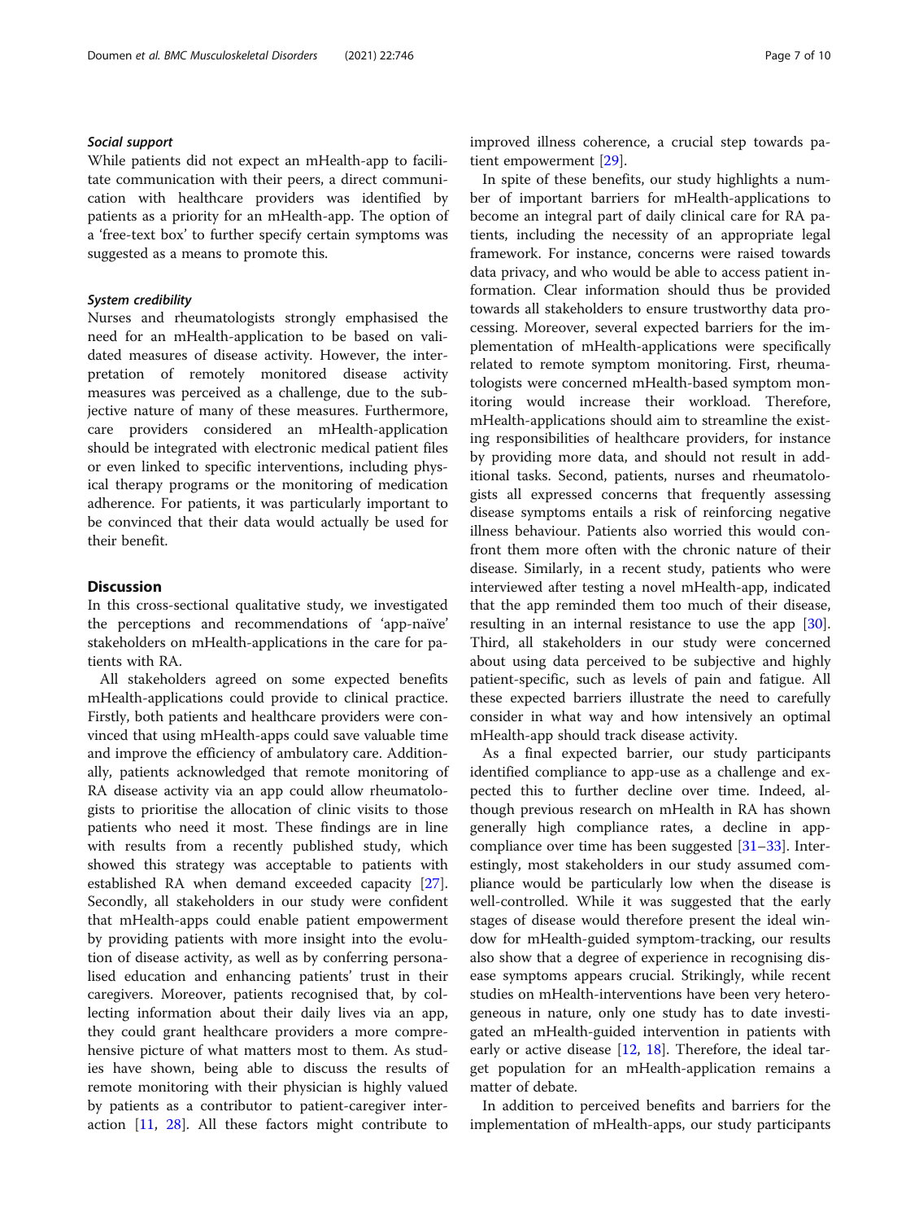#### *Social support*

While patients did not expect an mHealth-app to facilitate communication with their peers, a direct communication with healthcare providers was identified by patients as a priority for an mHealth-app. The option of a 'free-text box' to further specify certain symptoms was suggested as a means to promote this.

#### *System credibility*

Nurses and rheumatologists strongly emphasised the need for an mHealth-application to be based on validated measures of disease activity. However, the interpretation of remotely monitored disease activity measures was perceived as a challenge, due to the subjective nature of many of these measures. Furthermore, care providers considered an mHealth-application should be integrated with electronic medical patient files or even linked to specific interventions, including physical therapy programs or the monitoring of medication adherence. For patients, it was particularly important to be convinced that their data would actually be used for their benefit.

## Discussion

In this cross-sectional qualitative study, we investigated the perceptions and recommendations of 'app-naïve' stakeholders on mHealth-applications in the care for patients with RA.

All stakeholders agreed on some expected benefits mHealth-applications could provide to clinical practice. Firstly, both patients and healthcare providers were convinced that using mHealth-apps could save valuable time and improve the efficiency of ambulatory care. Additionally, patients acknowledged that remote monitoring of RA disease activity via an app could allow rheumatologists to prioritise the allocation of clinic visits to those patients who need it most. These findings are in line with results from a recently published study, which showed this strategy was acceptable to patients with established RA when demand exceeded capacity [27]. Secondly, all stakeholders in our study were confident that mHealth-apps could enable patient empowerment by providing patients with more insight into the evolution of disease activity, as well as by conferring personalised education and enhancing patients' trust in their caregivers. Moreover, patients recognised that, by collecting information about their daily lives via an app, they could grant healthcare providers a more comprehensive picture of what matters most to them. As studies have shown, being able to discuss the results of remote monitoring with their physician is highly valued by patients as a contributor to patient-caregiver interaction [11, 28]. All these factors might contribute to improved illness coherence, a crucial step towards patient empowerment [29].

In spite of these benefits, our study highlights a number of important barriers for mHealth-applications to become an integral part of daily clinical care for RA patients, including the necessity of an appropriate legal framework. For instance, concerns were raised towards data privacy, and who would be able to access patient information. Clear information should thus be provided towards all stakeholders to ensure trustworthy data processing. Moreover, several expected barriers for the implementation of mHealth-applications were specifically related to remote symptom monitoring. First, rheumatologists were concerned mHealth-based symptom monitoring would increase their workload. Therefore, mHealth-applications should aim to streamline the existing responsibilities of healthcare providers, for instance by providing more data, and should not result in additional tasks. Second, patients, nurses and rheumatologists all expressed concerns that frequently assessing disease symptoms entails a risk of reinforcing negative illness behaviour. Patients also worried this would confront them more often with the chronic nature of their disease. Similarly, in a recent study, patients who were interviewed after testing a novel mHealth-app, indicated that the app reminded them too much of their disease, resulting in an internal resistance to use the app [30]. Third, all stakeholders in our study were concerned about using data perceived to be subjective and highly patient-specific, such as levels of pain and fatigue. All these expected barriers illustrate the need to carefully consider in what way and how intensively an optimal mHealth-app should track disease activity.

As a final expected barrier, our study participants identified compliance to app-use as a challenge and expected this to further decline over time. Indeed, although previous research on mHealth in RA has shown generally high compliance rates, a decline in app-compliance over time has been suggested [31–33]. Interestingly, most stakeholders in our study assumed compliance would be particularly low when the disease is well-controlled. While it was suggested that the early stages of disease would therefore present the ideal window for mHealth-guided symptom-tracking, our results also show that a degree of experience in recognising disease symptoms appears crucial. Strikingly, while recent studies on mHealth-interventions have been very heterogeneous in nature, only one study has to date investigated an mHealth-guided intervention in patients with early or active disease [12, 18]. Therefore, the ideal target population for an mHealth-application remains a matter of debate.

In addition to perceived benefits and barriers for the implementation of mHealth-apps, our study participants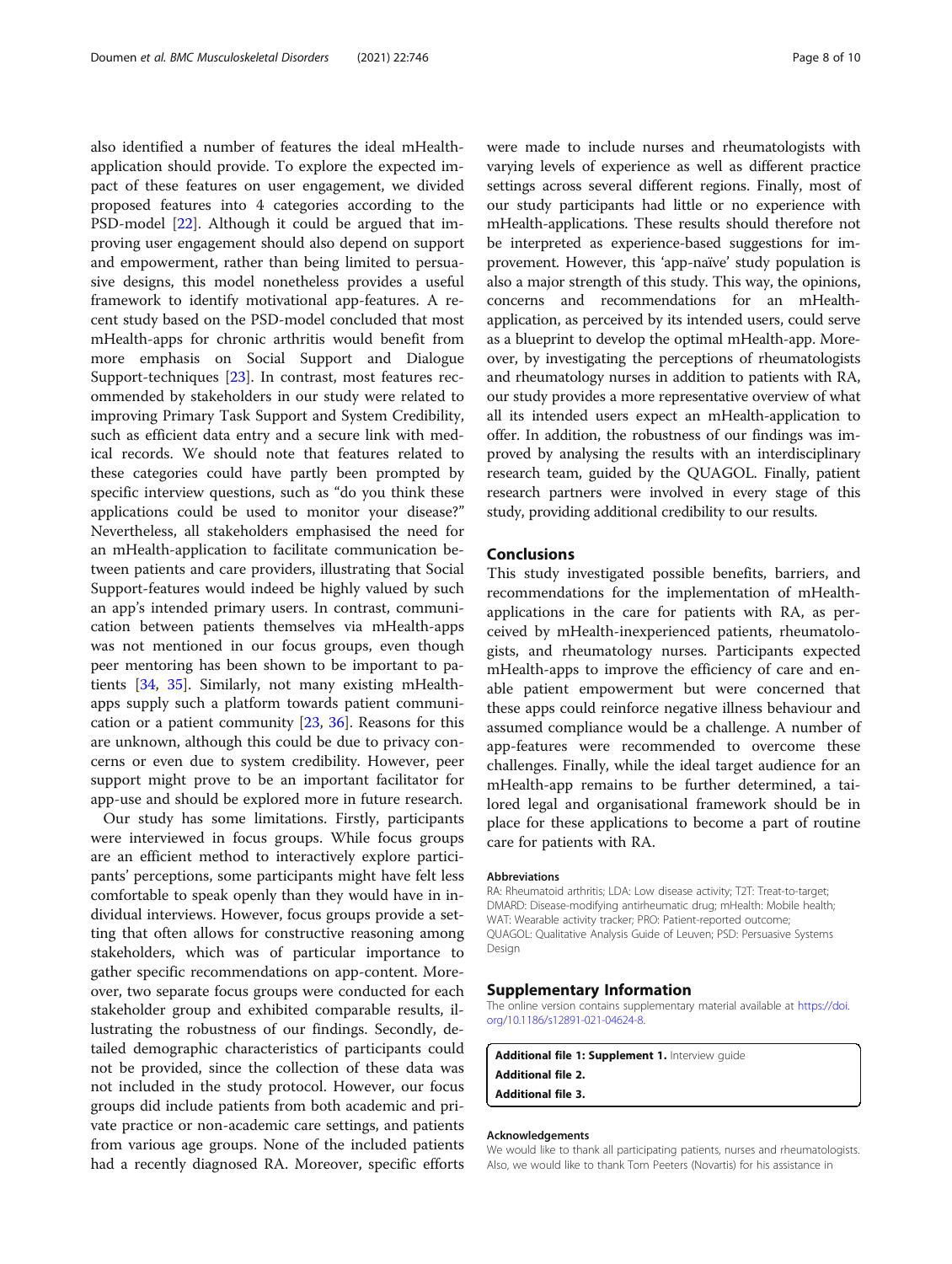also identified a number of features the ideal mHealth-application should provide. To explore the expected impact of these features on user engagement, we divided proposed features into 4 categories according to the PSD-model [22]. Although it could be argued that improving user engagement should also depend on support and empowerment, rather than being limited to persuasive designs, this model nonetheless provides a useful framework to identify motivational app-features. A recent study based on the PSD-model concluded that most mHealth-apps for chronic arthritis would benefit from more emphasis on Social Support and Dialogue Support-techniques [23]. In contrast, most features recommended by stakeholders in our study were related to improving Primary Task Support and System Credibility, such as efficient data entry and a secure link with medical records. We should note that features related to these categories could have partly been prompted by specific interview questions, such as "do you think these applications could be used to monitor your disease?" Nevertheless, all stakeholders emphasised the need for an mHealth-application to facilitate communication between patients and care providers, illustrating that Social Support-features would indeed be highly valued by such an app's intended primary users. In contrast, communication between patients themselves via mHealth-apps was not mentioned in our focus groups, even though peer mentoring has been shown to be important to patients [34, 35]. Similarly, not many existing mHealth-apps supply such a platform towards patient communication or a patient community [23, 36]. Reasons for this are unknown, although this could be due to privacy concerns or even due to system credibility. However, peer support might prove to be an important facilitator for app-use and should be explored more in future research.

Our study has some limitations. Firstly, participants were interviewed in focus groups. While focus groups are an efficient method to interactively explore participants' perceptions, some participants might have felt less comfortable to speak openly than they would have in individual interviews. However, focus groups provide a setting that often allows for constructive reasoning among stakeholders, which was of particular importance to gather specific recommendations on app-content. Moreover, two separate focus groups were conducted for each stakeholder group and exhibited comparable results, illustrating the robustness of our findings. Secondly, detailed demographic characteristics of participants could not be provided, since the collection of these data was not included in the study protocol. However, our focus groups did include patients from both academic and private practice or non-academic care settings, and patients from various age groups. None of the included patients had a recently diagnosed RA. Moreover, specific efforts were made to include nurses and rheumatologists with varying levels of experience as well as different practice settings across several different regions. Finally, most of our study participants had little or no experience with mHealth-applications. These results should therefore not be interpreted as experience-based suggestions for improvement. However, this 'app-naïve' study population is also a major strength of this study. This way, the opinions, concerns and recommendations for an mHealth-application, as perceived by its intended users, could serve as a blueprint to develop the optimal mHealth-app. Moreover, by investigating the perceptions of rheumatologists and rheumatology nurses in addition to patients with RA, our study provides a more representative overview of what all its intended users expect an mHealth-application to offer. In addition, the robustness of our findings was improved by analysing the results with an interdisciplinary research team, guided by the QUAGOL. Finally, patient research partners were involved in every stage of this study, providing additional credibility to our results.

## Conclusions

This study investigated possible benefits, barriers, and recommendations for the implementation of mHealth-applications in the care for patients with RA, as perceived by mHealth-inexperienced patients, rheumatologists, and rheumatology nurses. Participants expected mHealth-apps to improve the efficiency of care and enable patient empowerment but were concerned that these apps could reinforce negative illness behaviour and assumed compliance would be a challenge. A number of app-features were recommended to overcome these challenges. Finally, while the ideal target audience for an mHealth-app remains to be further determined, a tailored legal and organisational framework should be in place for these applications to become a part of routine care for patients with RA.

#### Abbreviations

RA: Rheumatoid arthritis; LDA: Low disease activity; T2T: Treat-to-target; DMARD: Disease-modifying antirheumatic drug; mHealth: Mobile health; WAT: Wearable activity tracker; PRO: Patient-reported outcome; QUAGOL: Qualitative Analysis Guide of Leuven; PSD: Persuasive Systems Design

## Supplementary Information

The online version contains supplementary material available at https://doi.org/10.1186/s12891-021-04624-8.

**Additional file 1: Supplement 1.** Interview guide
**Additional file 2.**
**Additional file 3.**

#### Acknowledgements

We would like to thank all participating patients, nurses and rheumatologists. Also, we would like to thank Tom Peeters (Novartis) for his assistance in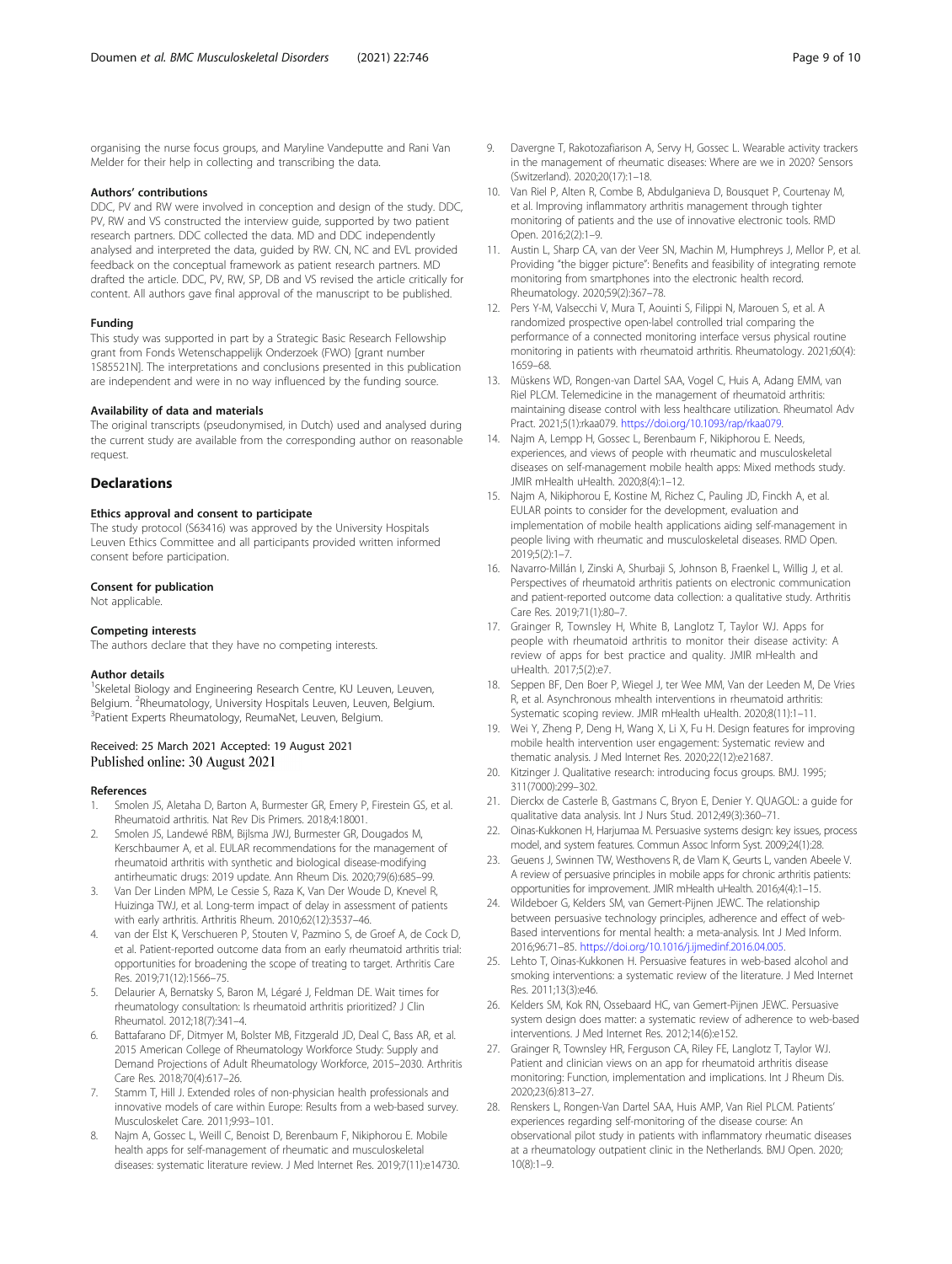organising the nurse focus groups, and Maryline Vandeputte and Rani Van Melder for their help in collecting and transcribing the data.

### Authors' contributions

DDC, PV and RW were involved in conception and design of the study. DDC, PV, RW and VS constructed the interview guide, supported by two patient research partners. DDC collected the data. MD and DDC independently analysed and interpreted the data, guided by RW. CN, NC and EVL provided feedback on the conceptual framework as patient research partners. MD drafted the article. DDC, PV, RW, SP, DB and VS revised the article critically for content. All authors gave final approval of the manuscript to be published.

### Funding

This study was supported in part by a Strategic Basic Research Fellowship grant from Fonds Wetenschappelijk Onderzoek (FWO) [grant number 1S85521N]. The interpretations and conclusions presented in this publication are independent and were in no way influenced by the funding source.

### Availability of data and materials

The original transcripts (pseudonymised, in Dutch) used and analysed during the current study are available from the corresponding author on reasonable request.

## Declarations

### Ethics approval and consent to participate

The study protocol (S63416) was approved by the University Hospitals Leuven Ethics Committee and all participants provided written informed consent before participation.

### Consent for publication

Not applicable.

### Competing interests

The authors declare that they have no competing interests.

### Author details

[1]Skeletal Biology and Engineering Research Centre, KU Leuven, Leuven, Belgium. [2]Rheumatology, University Hospitals Leuven, Leuven, Belgium. [3]Patient Experts Rheumatology, ReumaNet, Leuven, Belgium.

Received: 25 March 2021 Accepted: 19 August 2021
Published online: 30 August 2021

### References

1. Smolen JS, Aletaha D, Barton A, Burmester GR, Emery P, Firestein GS, et al. Rheumatoid arthritis. Nat Rev Dis Primers. 2018;4:18001.
2. Smolen JS, Landewé RBM, Bijlsma JWJ, Burmester GR, Dougados M, Kerschbaumer A, et al. EULAR recommendations for the management of rheumatoid arthritis with synthetic and biological disease-modifying antirheumatic drugs: 2019 update. Ann Rheum Dis. 2020;79(6):685–99.
3. Van Der Linden MPM, Le Cessie S, Raza K, Van Der Woude D, Knevel R, Huizinga TWJ, et al. Long-term impact of delay in assessment of patients with early arthritis. Arthritis Rheum. 2010;62(12):3537–46.
4. van der Elst K, Verschueren P, Stouten V, Pazmino S, de Groef A, de Cock D, et al. Patient-reported outcome data from an early rheumatoid arthritis trial: opportunities for broadening the scope of treating to target. Arthritis Care Res. 2019;71(12):1566–75.
5. Delaurier A, Bernatsky S, Baron M, Légaré J, Feldman DE. Wait times for rheumatology consultation: Is rheumatoid arthritis prioritized? J Clin Rheumatol. 2012;18(7):341–4.
6. Battafarano DF, Ditmyer M, Bolster MB, Fitzgerald JD, Deal C, Bass AR, et al. 2015 American College of Rheumatology Workforce Study: Supply and Demand Projections of Adult Rheumatology Workforce, 2015–2030. Arthritis Care Res. 2018;70(4):617–26.
7. Stamm T, Hill J. Extended roles of non-physician health professionals and innovative models of care within Europe: Results from a web-based survey. Musculoskelet Care. 2011;9:93–101.
8. Najm A, Gossec L, Weill C, Benoist D, Berenbaum F, Nikiphorou E. Mobile health apps for self-management of rheumatic and musculoskeletal diseases: systematic literature review. J Med Internet Res. 2019;7(11):e14730.
9. Davergne T, Rakotozafiarison A, Servy H, Gossec L. Wearable activity trackers in the management of rheumatic diseases: Where are we in 2020? Sensors (Switzerland). 2020;20(17):1–18.
10. Van Riel P, Alten R, Combe B, Abdulganieva D, Bousquet P, Courtenay M, et al. Improving inflammatory arthritis management through tighter monitoring of patients and the use of innovative electronic tools. RMD Open. 2016;2(2):1–9.
11. Austin L, Sharp CA, van der Veer SN, Machin M, Humphreys J, Mellor P, et al. Providing "the bigger picture": Benefits and feasibility of integrating remote monitoring from smartphones into the electronic health record. Rheumatology. 2020;59(2):367–78.
12. Pers Y-M, Valsecchi V, Mura T, Aouinti S, Filippi N, Marouen S, et al. A randomized prospective open-label controlled trial comparing the performance of a connected monitoring interface versus physical routine monitoring in patients with rheumatoid arthritis. Rheumatology. 2021;60(4):1659–68.
13. Müskens WD, Rongen-van Dartel SAA, Vogel C, Huis A, Adang EMM, van Riel PLCM. Telemedicine in the management of rheumatoid arthritis: maintaining disease control with less healthcare utilization. Rheumatol Adv Pract. 2021;5(1):rkaa079. https://doi.org/10.1093/rap/rkaa079.
14. Najm A, Lempp H, Gossec L, Berenbaum F, Nikiphorou E. Needs, experiences, and views of people with rheumatic and musculoskeletal diseases on self-management mobile health apps: Mixed methods study. JMIR mHealth uHealth. 2020;8(4):1–12.
15. Najm A, Nikiphorou E, Kostine M, Richez C, Pauling JD, Finckh A, et al. EULAR points to consider for the development, evaluation and implementation of mobile health applications aiding self-management in people living with rheumatic and musculoskeletal diseases. RMD Open. 2019;5(2):1–7.
16. Navarro-Millán I, Zinski A, Shurbaji S, Johnson B, Fraenkel L, Willig J, et al. Perspectives of rheumatoid arthritis patients on electronic communication and patient-reported outcome data collection: a qualitative study. Arthritis Care Res. 2019;71(1):80–7.
17. Grainger R, Townsley H, White B, Langlotz T, Taylor WJ. Apps for people with rheumatoid arthritis to monitor their disease activity: A review of apps for best practice and quality. JMIR mHealth and uHealth. 2017;5(2):e7.
18. Seppen BF, Den Boer P, Wiegel J, ter Wee MM, Van der Leeden M, De Vries R, et al. Asynchronous mhealth interventions in rheumatoid arthritis: Systematic scoping review. JMIR mHealth uHealth. 2020;8(11):1–11.
19. Wei Y, Zheng P, Deng H, Wang X, Li X, Fu H. Design features for improving mobile health intervention user engagement: Systematic review and thematic analysis. J Med Internet Res. 2020;22(12):e21687.
20. Kitzinger J. Qualitative research: introducing focus groups. BMJ. 1995;311(7000):299–302.
21. Dierckx de Casterle B, Gastmans C, Bryon E, Denier Y. QUAGOL: a guide for qualitative data analysis. Int J Nurs Stud. 2012;49(3):360–71.
22. Oinas-Kukkonen H, Harjumaa M. Persuasive systems design: key issues, process model, and system features. Commun Assoc Inform Syst. 2009;24(1):28.
23. Geuens J, Swinnen TW, Westhovens R, de Vlam K, Geurts L, vanden Abeele V. A review of persuasive principles in mobile apps for chronic arthritis patients: opportunities for improvement. JMIR mHealth uHealth. 2016;4(4):1–15.
24. Wildeboer G, Kelders SM, van Gemert-Pijnen JEWC. The relationship between persuasive technology principles, adherence and effect of web-Based interventions for mental health: a meta-analysis. Int J Med Inform. 2016;96:71–85. https://doi.org/10.1016/j.ijmedinf.2016.04.005.
25. Lehto T, Oinas-Kukkonen H. Persuasive features in web-based alcohol and smoking interventions: a systematic review of the literature. J Med Internet Res. 2011;13(3):e46.
26. Kelders SM, Kok RN, Ossebaard HC, van Gemert-Pijnen JEWC. Persuasive system design does matter: a systematic review of adherence to web-based interventions. J Med Internet Res. 2012;14(6):e152.
27. Grainger R, Townsley HR, Ferguson CA, Riley FE, Langlotz T, Taylor WJ. Patient and clinician views on an app for rheumatoid arthritis disease monitoring: Function, implementation and implications. Int J Rheum Dis. 2020;23(6):813–27.
28. Renskers L, Rongen-Van Dartel SAA, Huis AMP, Van Riel PLCM. Patients' experiences regarding self-monitoring of the disease course: An observational pilot study in patients with inflammatory rheumatic diseases at a rheumatology outpatient clinic in the Netherlands. BMJ Open. 2020;10(8):1–9.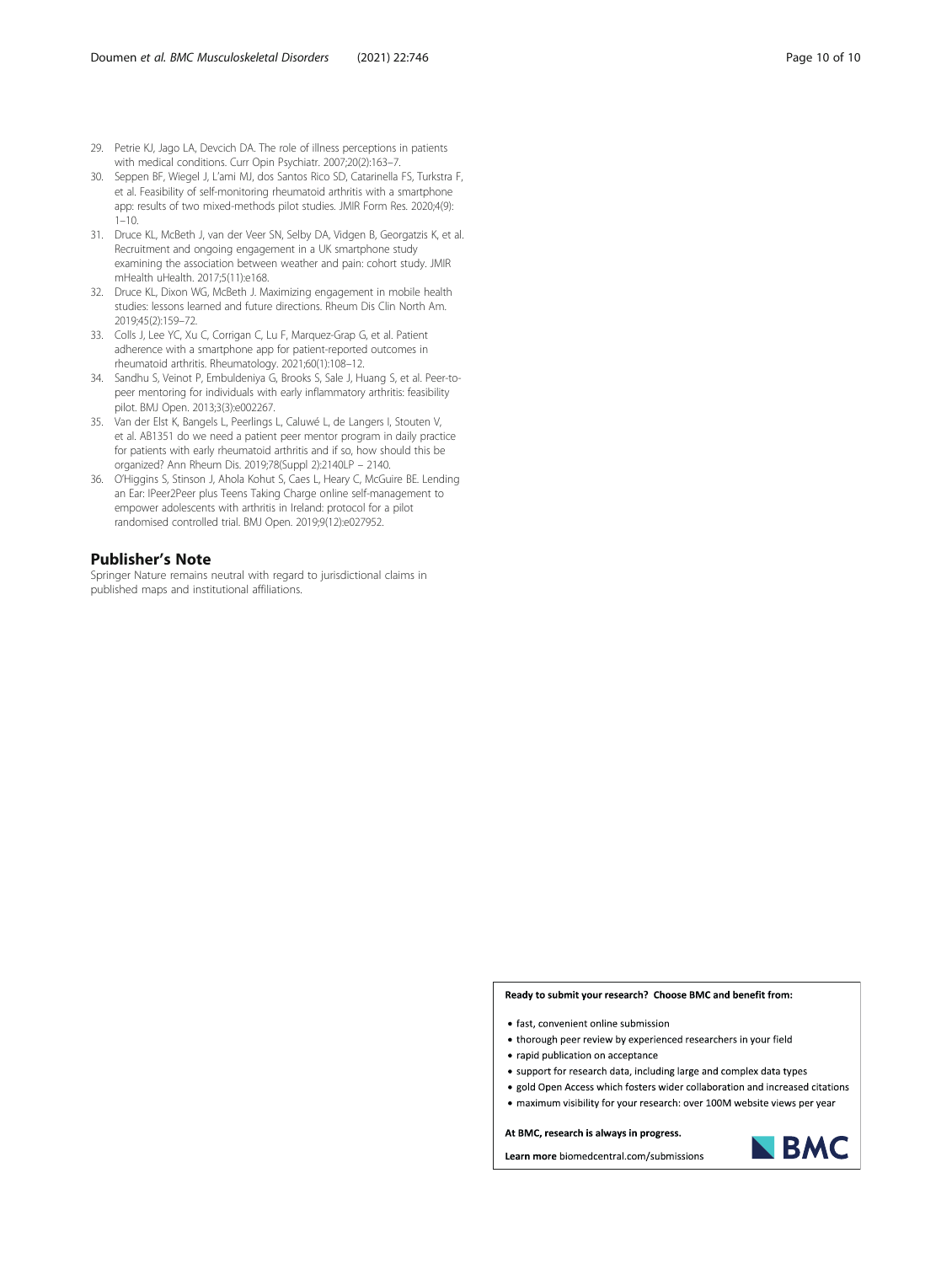29. Petrie KJ, Jago LA, Devcich DA. The role of illness perceptions in patients with medical conditions. Curr Opin Psychiatr. 2007;20(2):163–7.
30. Seppen BF, Wiegel J, L'ami MJ, dos Santos Rico SD, Catarinella FS, Turkstra F, et al. Feasibility of self-monitoring rheumatoid arthritis with a smartphone app: results of two mixed-methods pilot studies. JMIR Form Res. 2020;4(9): 1–10.
31. Druce KL, McBeth J, van der Veer SN, Selby DA, Vidgen B, Georgatzis K, et al. Recruitment and ongoing engagement in a UK smartphone study examining the association between weather and pain: cohort study. JMIR mHealth uHealth. 2017;5(11):e168.
32. Druce KL, Dixon WG, McBeth J. Maximizing engagement in mobile health studies: lessons learned and future directions. Rheum Dis Clin North Am. 2019;45(2):159–72.
33. Colls J, Lee YC, Xu C, Corrigan C, Lu F, Marquez-Grap G, et al. Patient adherence with a smartphone app for patient-reported outcomes in rheumatoid arthritis. Rheumatology. 2021;60(1):108–12.
34. Sandhu S, Veinot P, Embuldeniya G, Brooks S, Sale J, Huang S, et al. Peer-to-peer mentoring for individuals with early inflammatory arthritis: feasibility pilot. BMJ Open. 2013;3(3):e002267.
35. Van der Elst K, Bangels L, Peerlings L, Caluwé L, de Langers I, Stouten V, et al. AB1351 do we need a patient peer mentor program in daily practice for patients with early rheumatoid arthritis and if so, how should this be organized? Ann Rheum Dis. 2019;78(Suppl 2):2140LP – 2140.
36. O'Higgins S, Stinson J, Ahola Kohut S, Caes L, Heary C, McGuire BE. Lending an Ear: IPeer2Peer plus Teens Taking Charge online self-management to empower adolescents with arthritis in Ireland: protocol for a pilot randomised controlled trial. BMJ Open. 2019;9(12):e027952.

## Publisher's Note

Springer Nature remains neutral with regard to jurisdictional claims in published maps and institutional affiliations.

**Ready to submit your research? Choose BMC and benefit from:**

- fast, convenient online submission
- thorough peer review by experienced researchers in your field
- rapid publication on acceptance
- support for research data, including large and complex data types
- gold Open Access which fosters wider collaboration and increased citations
- maximum visibility for your research: over 100M website views per year

**At BMC, research is always in progress.**

**Learn more** biomedcentral.com/submissions

BMC